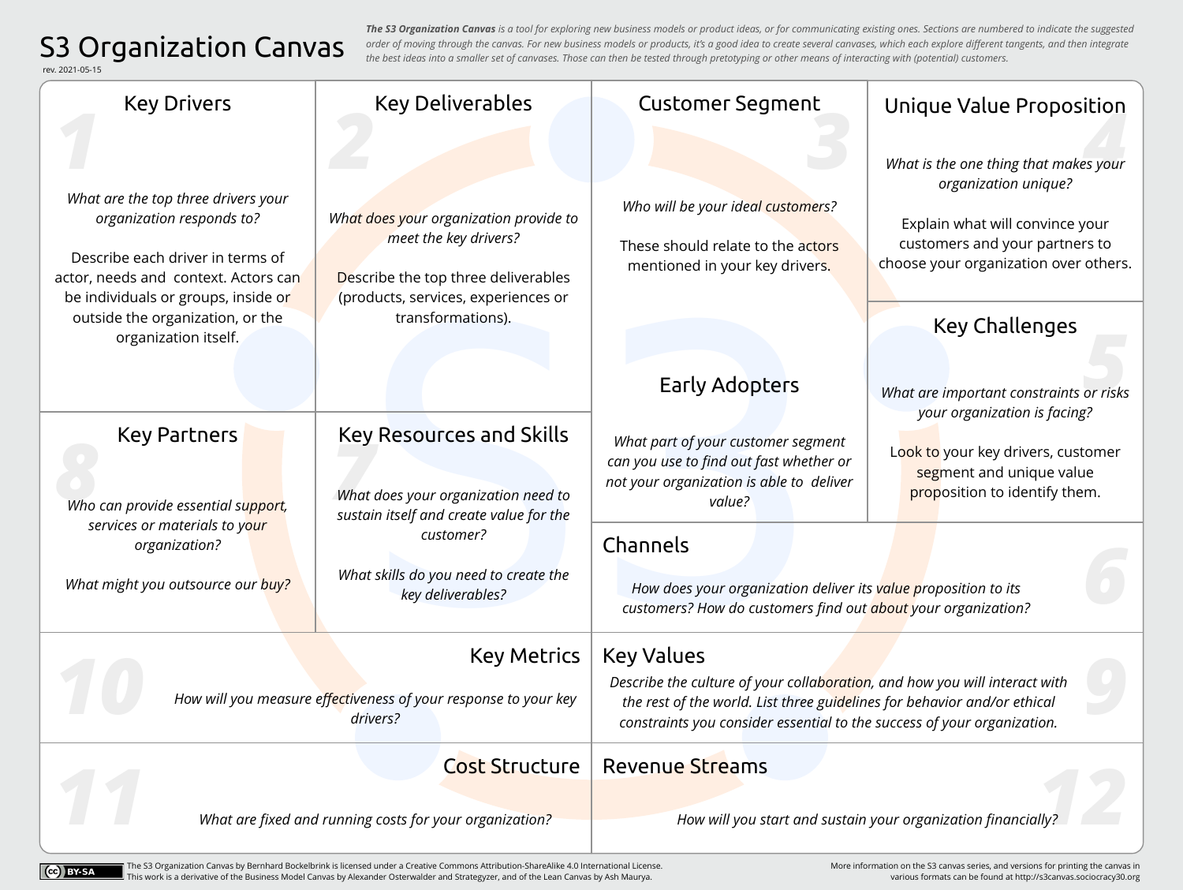# S3 Organization Canvas

rev. 2021-05-15

***The S3 Organization Canvas*** *is a tool for exploring new business models or product ideas, or for communicating existing ones. Sections are numbered to indicate the suggested order of moving through the canvas. For new business models or products, it's a good idea to create several canvases, which each explore different tangents, and then integrate the best ideas into a smaller set of canvases. Those can then be tested through pretotyping or other means of interacting with (potential) customers.*

## 1 Key Drivers

*What are the top three drivers your organization responds to?*

Describe each driver in terms of actor, needs and context. Actors can be individuals or groups, inside or outside the organization, or the organization itself.

## 2 Key Deliverables

*What does your organization provide to meet the key drivers?*

Describe the top three deliverables (products, services, experiences or transformations).

## 3 Customer Segment

*Who will be your ideal customers?*

These should relate to the actors mentioned in your key drivers.

### Early Adopters

*What part of your customer segment can you use to find out fast whether or not your organization is able to deliver value?*

## 4 Unique Value Proposition

*What is the one thing that makes your organization unique?*

Explain what will convince your customers and your partners to choose your organization over others.

## 5 Key Challenges

*What are important constraints or risks your organization is facing?*

Look to your key drivers, customer segment and unique value proposition to identify them.

## 6 Channels

*How does your organization deliver its value proposition to its customers? How do customers find out about your organization?*

## 7 Key Resources and Skills

*What does your organization need to sustain itself and create value for the customer?*

*What skills do you need to create the key deliverables?*

## 8 Key Partners

*Who can provide essential support, services or materials to your organization?*

*What might you outsource our buy?*

## 9 Key Values

*Describe the culture of your collaboration, and how you will interact with the rest of the world. List three guidelines for behavior and/or ethical constraints you consider essential to the success of your organization.*

## 10 Key Metrics

*How will you measure effectiveness of your response to your key drivers?*

## 11 Cost Structure

*What are fixed and running costs for your organization?*

## 12 Revenue Streams

*How will you start and sustain your organization financially?*

---

CC BY-SA

The S3 Organization Canvas by Bernhard Bockelbrink is licensed under a Creative Commons Attribution-ShareAlike 4.0 International License. This work is a derivative of the Business Model Canvas by Alexander Osterwalder and Strategyzer, and of the Lean Canvas by Ash Maurya.

More information on the S3 canvas series, and versions for printing the canvas in various formats can be found at http://s3canvas.sociocracy30.org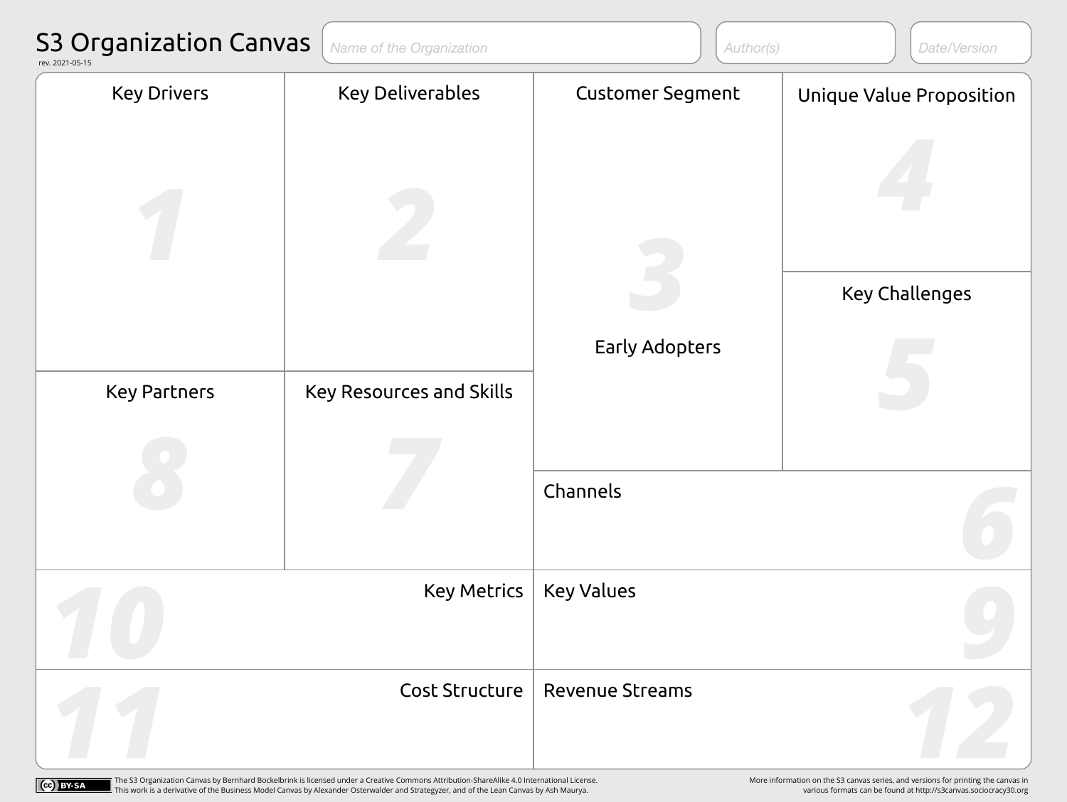# S3 Organization Canvas

rev. 2021-05-15

Name of the Organization

Author(s)

Date/Version

## 1 Key Drivers

## 2 Key Deliverables

## 3 Customer Segment

Early Adopters

## 4 Unique Value Proposition

## 5 Key Challenges

## 6 Channels

## 7 Key Resources and Skills

## 8 Key Partners

## 9 Key Values

## 10 Key Metrics

## 11 Cost Structure

## 12 Revenue Streams

CC BY-SA

The S3 Organization Canvas by Bernhard Bockelbrink is licensed under a Creative Commons Attribution-ShareAlike 4.0 International License.
This work is a derivative of the Business Model Canvas by Alexander Osterwalder and Strategyzer, and of the Lean Canvas by Ash Maurya.

More information on the S3 canvas series, and versions for printing the canvas in various formats can be found at http://s3canvas.sociocracy30.org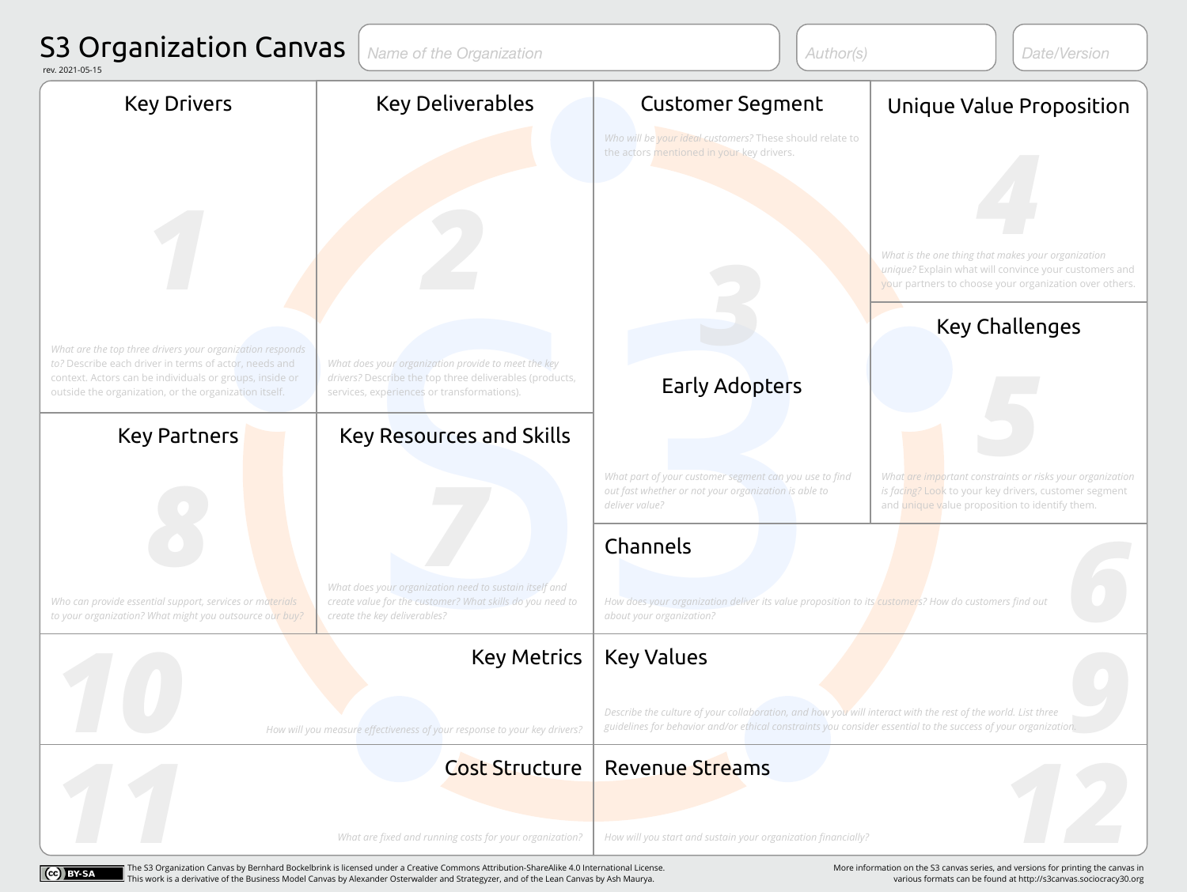# S3 Organization Canvas

rev. 2021-05-15

Name of the Organization | Author(s) | Date/Version

## 1 Key Drivers

*What are the top three drivers your organization responds to?* Describe each driver in terms of actor, needs and context. Actors can be individuals or groups, inside or outside the organization, or the organization itself.

## 2 Key Deliverables

*What does your organization provide to meet the key drivers?* Describe the top three deliverables (products, services, experiences or transformations).

## 3 Customer Segment

*Who will be your ideal customers?* These should relate to the actors mentioned in your key drivers.

### Early Adopters

*What part of your customer segment can you use to find out fast whether or not your organization is able to deliver value?*

## 4 Unique Value Proposition

*What is the one thing that makes your organization unique?* Explain what will convince your customers and your partners to choose your organization over others.

## 5 Key Challenges

*What are important constraints or risks your organization is facing?* Look to your key drivers, customer segment and unique value proposition to identify them.

## 6 Channels

*How does your organization deliver its value proposition to its customers? How do customers find out about your organization?*

## 7 Key Resources and Skills

*What does your organization need to sustain itself and create value for the customer? What skills do you need to create the key deliverables?*

## 8 Key Partners

*Who can provide essential support, services or materials to your organization? What might you outsource our buy?*

## 9 Key Values

*Describe the culture of your collaboration, and how you will interact with the rest of the world. List three guidelines for behavior and/or ethical constraints you consider essential to the success of your organization.*

## 10 Key Metrics

*How will you measure effectiveness of your response to your key drivers?*

## 11 Cost Structure

*What are fixed and running costs for your organization?*

## 12 Revenue Streams

*How will you start and sustain your organization financially?*

The S3 Organization Canvas by Bernhard Bockelbrink is licensed under a Creative Commons Attribution-ShareAlike 4.0 International License. This work is a derivative of the Business Model Canvas by Alexander Osterwalder and Strategyzer, and of the Lean Canvas by Ash Maurya.

More information on the S3 canvas series, and versions for printing the canvas in various formats can be found at http://s3canvas.sociocracy30.org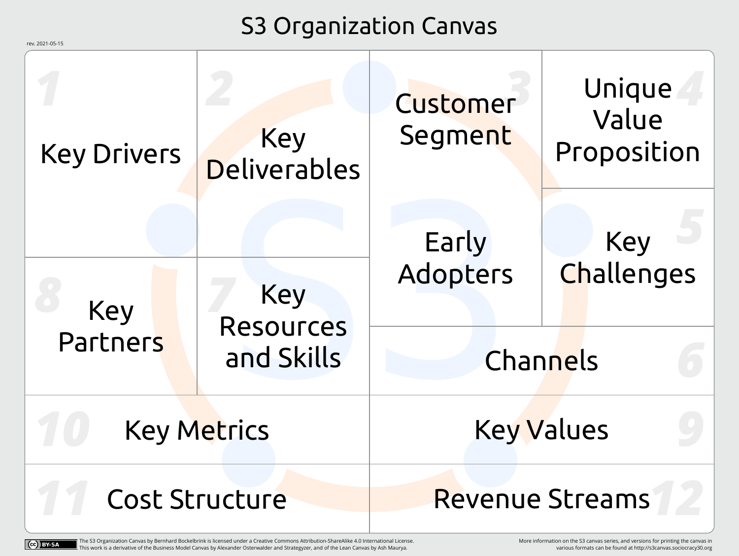# S3 Organization Canvas

rev. 2021-05-15

| | | | |
|---|---|---|---|
| 1 Key Drivers | 2 Key Deliverables | 3 Customer Segment / Early Adopters | 4 Unique Value Proposition |
| | | | 5 Key Challenges |
| 8 Key Partners | 7 Key Resources and Skills | 6 Channels | |
| 10 Key Metrics | | 9 Key Values | |
| 11 Cost Structure | | 12 Revenue Streams | |

CC BY-SA The S3 Organization Canvas by Bernhard Bockelbrink is licensed under a Creative Commons Attribution-ShareAlike 4.0 International License. This work is a derivative of the Business Model Canvas by Alexander Osterwalder and Strategyzer, and of the Lean Canvas by Ash Maurya.

More information on the S3 canvas series, and versions for printing the canvas in various formats can be found at http://s3canvas.sociocracy30.org